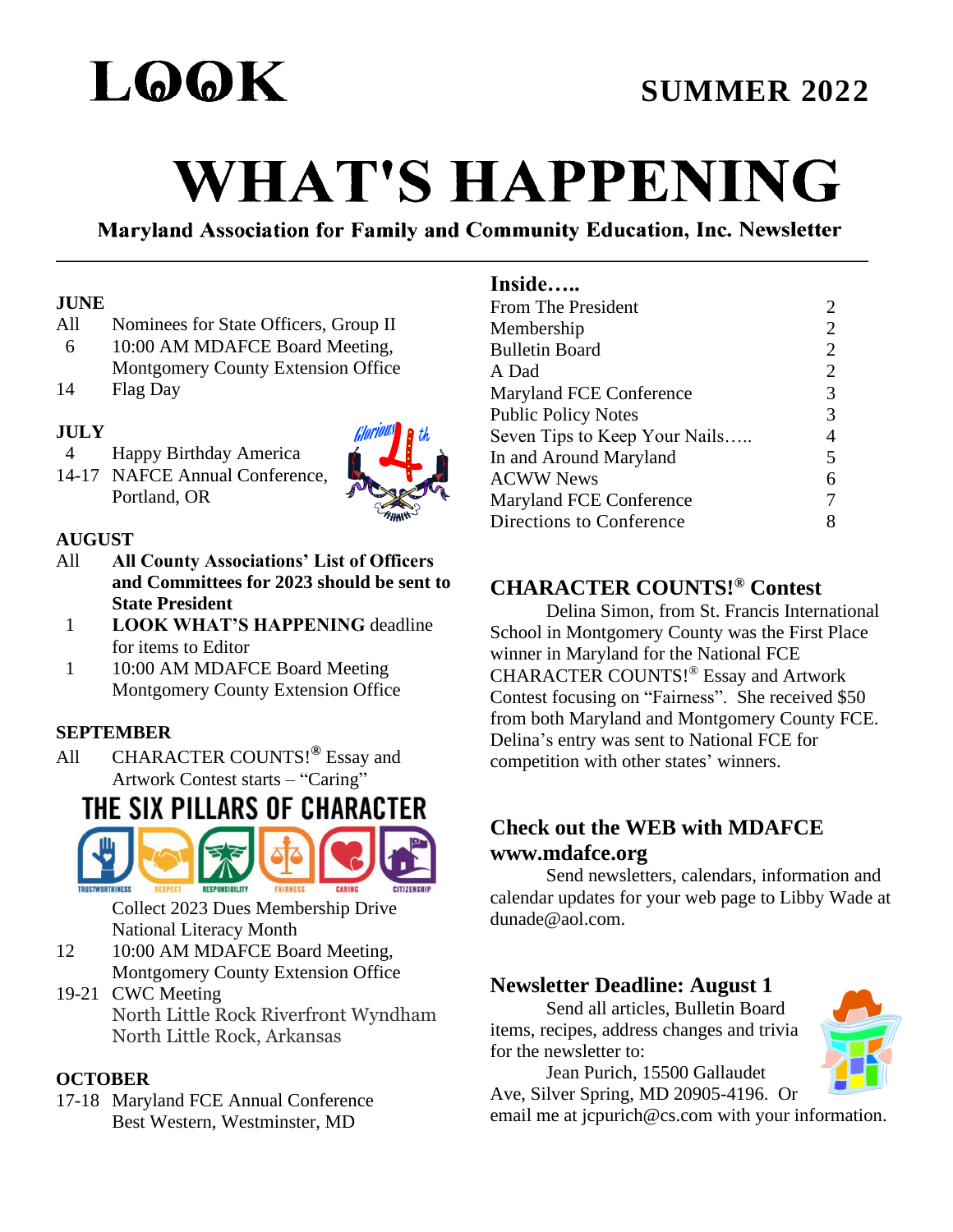# LOOK WHAT'S HAPPENING

**SUMMER 2022**

**Maryland Association for Family and Community Education, Inc. Newsletter**

**JUNE**

All Nominees for State Officers, Group II

6 10:00 AM MDAFCE Board Meeting, Montgomery County Extension Office

14 Flag Day

**JULY**

4 Happy Birthday America

14-17 NAFCE Annual Conference, Portland, OR

**AUGUST**

All **All County Associations' List of Officers and Committees for 2023 should be sent to State President**

1 **LOOK WHAT'S HAPPENING** deadline for items to Editor

1 10:00 AM MDAFCE Board Meeting Montgomery County Extension Office

**SEPTEMBER**

All CHARACTER COUNTS!® Essay and Artwork Contest starts – "Caring"

THE SIX PILLARS OF CHARACTER

TRUSTWORTHINESS RESPECT RESPONSIBILITY FAIRNESS CARING CITIZENSHIP

Collect 2023 Dues Membership Drive

National Literacy Month

12 10:00 AM MDAFCE Board Meeting, Montgomery County Extension Office

19-21 CWC Meeting North Little Rock Riverfront Wyndham North Little Rock, Arkansas

**OCTOBER**

17-18 Maryland FCE Annual Conference Best Western, Westminster, MD

## Inside…..

| | |
|---|---|
| From The President | 2 |
| Membership | 2 |
| Bulletin Board | 2 |
| A Dad | 2 |
| Maryland FCE Conference | 3 |
| Public Policy Notes | 3 |
| Seven Tips to Keep Your Nails….. | 4 |
| In and Around Maryland | 5 |
| ACWW News | 6 |
| Maryland FCE Conference | 7 |
| Directions to Conference | 8 |

## CHARACTER COUNTS!® Contest

Delina Simon, from St. Francis International School in Montgomery County was the First Place winner in Maryland for the National FCE CHARACTER COUNTS!® Essay and Artwork Contest focusing on "Fairness". She received $50 from both Maryland and Montgomery County FCE. Delina's entry was sent to National FCE for competition with other states' winners.

## Check out the WEB with MDAFCE www.mdafce.org

Send newsletters, calendars, information and calendar updates for your web page to Libby Wade at dunade@aol.com.

## Newsletter Deadline: August 1

Send all articles, Bulletin Board items, recipes, address changes and trivia for the newsletter to:

Jean Purich, 15500 Gallaudet Ave, Silver Spring, MD 20905-4196. Or email me at jcpurich@cs.com with your information.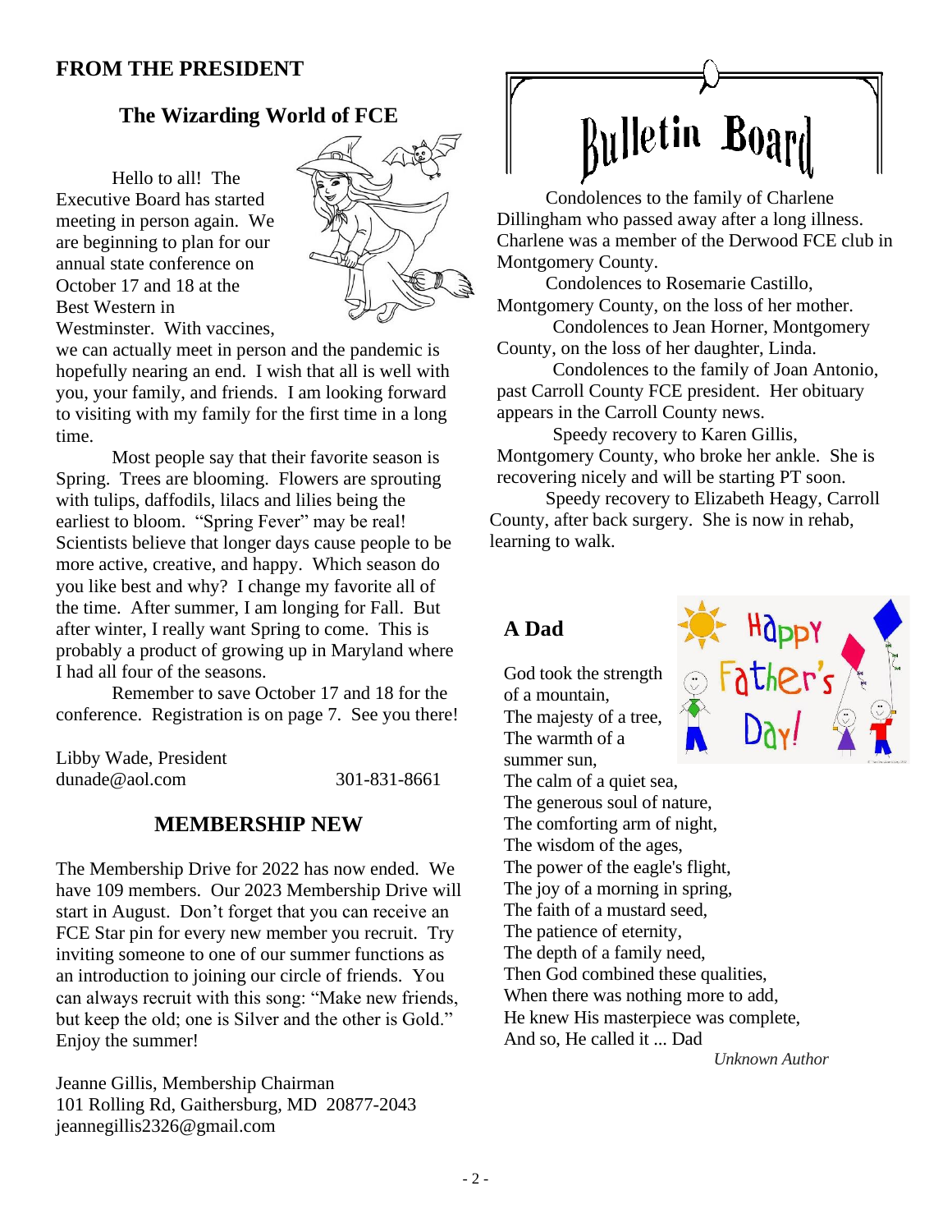## FROM THE PRESIDENT

### The Wizarding World of FCE

Hello to all! The Executive Board has started meeting in person again. We are beginning to plan for our annual state conference on October 17 and 18 at the Best Western in Westminster. With vaccines, we can actually meet in person and the pandemic is hopefully nearing an end. I wish that all is well with you, your family, and friends. I am looking forward to visiting with my family for the first time in a long time.

Most people say that their favorite season is Spring. Trees are blooming. Flowers are sprouting with tulips, daffodils, lilacs and lilies being the earliest to bloom. "Spring Fever" may be real! Scientists believe that longer days cause people to be more active, creative, and happy. Which season do you like best and why? I change my favorite all of the time. After summer, I am longing for Fall. But after winter, I really want Spring to come. This is probably a product of growing up in Maryland where I had all four of the seasons.

Remember to save October 17 and 18 for the conference. Registration is on page 7. See you there!

Libby Wade, President
dunade@aol.com 301-831-8661

### MEMBERSHIP NEW

The Membership Drive for 2022 has now ended. We have 109 members. Our 2023 Membership Drive will start in August. Don't forget that you can receive an FCE Star pin for every new member you recruit. Try inviting someone to one of our summer functions as an introduction to joining our circle of friends. You can always recruit with this song: "Make new friends, but keep the old; one is Silver and the other is Gold." Enjoy the summer!

Jeanne Gillis, Membership Chairman
101 Rolling Rd, Gaithersburg, MD 20877-2043
jeannegillis2326@gmail.com

## Bulletin Board

Condolences to the family of Charlene Dillingham who passed away after a long illness. Charlene was a member of the Derwood FCE club in Montgomery County.

Condolences to Rosemarie Castillo, Montgomery County, on the loss of her mother.

Condolences to Jean Horner, Montgomery County, on the loss of her daughter, Linda.

Condolences to the family of Joan Antonio, past Carroll County FCE president. Her obituary appears in the Carroll County news.

Speedy recovery to Karen Gillis, Montgomery County, who broke her ankle. She is recovering nicely and will be starting PT soon.

Speedy recovery to Elizabeth Heagy, Carroll County, after back surgery. She is now in rehab, learning to walk.

### A Dad

Happy Father's Day!

God took the strength of a mountain,
The majesty of a tree,
The warmth of a summer sun,
The calm of a quiet sea,
The generous soul of nature,
The comforting arm of night,
The wisdom of the ages,
The power of the eagle's flight,
The joy of a morning in spring,
The faith of a mustard seed,
The patience of eternity,
The depth of a family need,
Then God combined these qualities,
When there was nothing more to add,
He knew His masterpiece was complete,
And so, He called it ... Dad

*Unknown Author*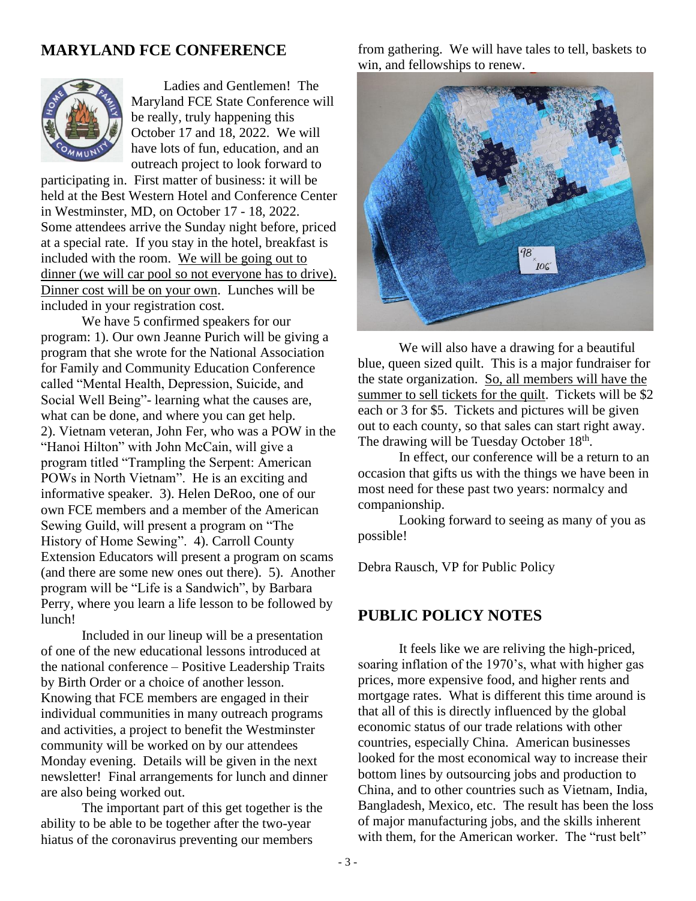## MARYLAND FCE CONFERENCE

Ladies and Gentlemen! The Maryland FCE State Conference will be really, truly happening this October 17 and 18, 2022. We will have lots of fun, education, and an outreach project to look forward to participating in. First matter of business: it will be held at the Best Western Hotel and Conference Center in Westminster, MD, on October 17 - 18, 2022. Some attendees arrive the Sunday night before, priced at a special rate. If you stay in the hotel, breakfast is included with the room. We will be going out to dinner (we will car pool so not everyone has to drive). Dinner cost will be on your own. Lunches will be included in your registration cost.

We have 5 confirmed speakers for our program: 1). Our own Jeanne Purich will be giving a program that she wrote for the National Association for Family and Community Education Conference called "Mental Health, Depression, Suicide, and Social Well Being"- learning what the causes are, what can be done, and where you can get help. 2). Vietnam veteran, John Fer, who was a POW in the "Hanoi Hilton" with John McCain, will give a program titled "Trampling the Serpent: American POWs in North Vietnam". He is an exciting and informative speaker. 3). Helen DeRoo, one of our own FCE members and a member of the American Sewing Guild, will present a program on "The History of Home Sewing". 4). Carroll County Extension Educators will present a program on scams (and there are some new ones out there). 5). Another program will be "Life is a Sandwich", by Barbara Perry, where you learn a life lesson to be followed by lunch!

Included in our lineup will be a presentation of one of the new educational lessons introduced at the national conference – Positive Leadership Traits by Birth Order or a choice of another lesson. Knowing that FCE members are engaged in their individual communities in many outreach programs and activities, a project to benefit the Westminster community will be worked on by our attendees Monday evening. Details will be given in the next newsletter! Final arrangements for lunch and dinner are also being worked out.

The important part of this get together is the ability to be able to be together after the two-year hiatus of the coronavirus preventing our members from gathering. We will have tales to tell, baskets to win, and fellowships to renew.

We will also have a drawing for a beautiful blue, queen sized quilt. This is a major fundraiser for the state organization. So, all members will have the summer to sell tickets for the quilt. Tickets will be $2 each or 3 for $5. Tickets and pictures will be given out to each county, so that sales can start right away. The drawing will be Tuesday October 18th.

In effect, our conference will be a return to an occasion that gifts us with the things we have been in most need for these past two years: normalcy and companionship.

Looking forward to seeing as many of you as possible!

Debra Rausch, VP for Public Policy

## PUBLIC POLICY NOTES

It feels like we are reliving the high-priced, soaring inflation of the 1970's, what with higher gas prices, more expensive food, and higher rents and mortgage rates. What is different this time around is that all of this is directly influenced by the global economic status of our trade relations with other countries, especially China. American businesses looked for the most economical way to increase their bottom lines by outsourcing jobs and production to China, and to other countries such as Vietnam, India, Bangladesh, Mexico, etc. The result has been the loss of major manufacturing jobs, and the skills inherent with them, for the American worker. The "rust belt"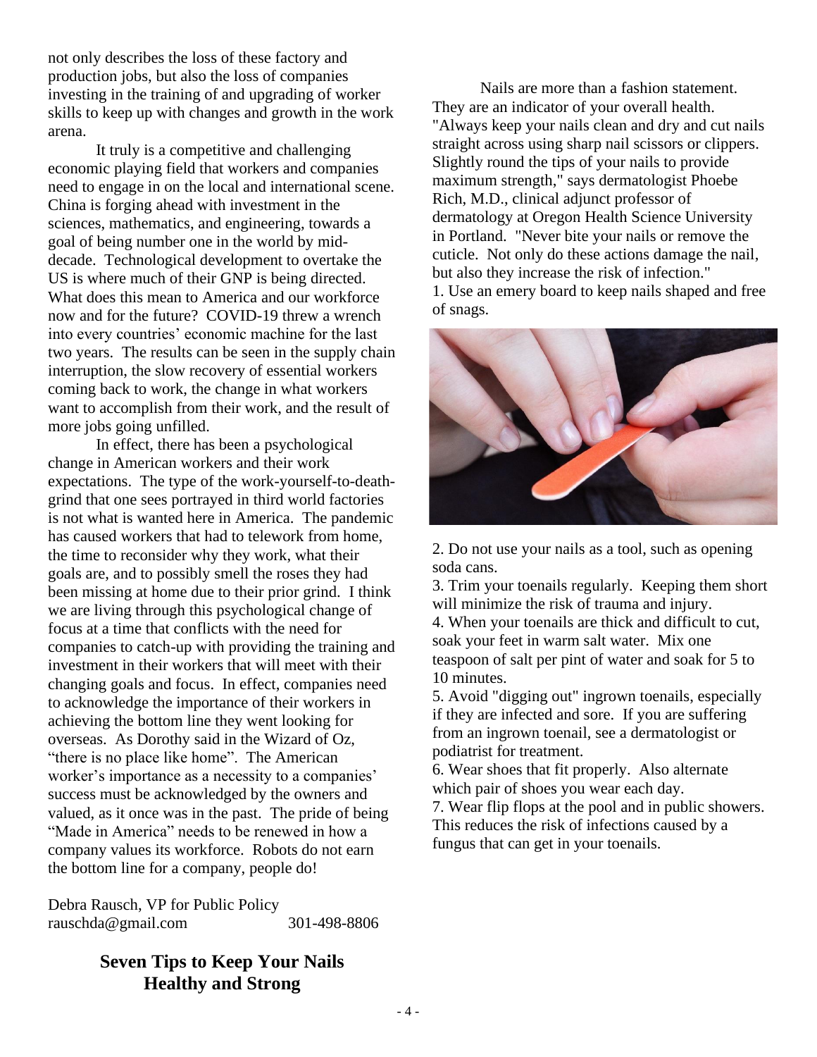not only describes the loss of these factory and production jobs, but also the loss of companies investing in the training of and upgrading of worker skills to keep up with changes and growth in the work arena.

It truly is a competitive and challenging economic playing field that workers and companies need to engage in on the local and international scene. China is forging ahead with investment in the sciences, mathematics, and engineering, towards a goal of being number one in the world by mid-decade. Technological development to overtake the US is where much of their GNP is being directed. What does this mean to America and our workforce now and for the future? COVID-19 threw a wrench into every countries' economic machine for the last two years. The results can be seen in the supply chain interruption, the slow recovery of essential workers coming back to work, the change in what workers want to accomplish from their work, and the result of more jobs going unfilled.

In effect, there has been a psychological change in American workers and their work expectations. The type of the work-yourself-to-death-grind that one sees portrayed in third world factories is not what is wanted here in America. The pandemic has caused workers that had to telework from home, the time to reconsider why they work, what their goals are, and to possibly smell the roses they had been missing at home due to their prior grind. I think we are living through this psychological change of focus at a time that conflicts with the need for companies to catch-up with providing the training and investment in their workers that will meet with their changing goals and focus. In effect, companies need to acknowledge the importance of their workers in achieving the bottom line they went looking for overseas. As Dorothy said in the Wizard of Oz, "there is no place like home". The American worker's importance as a necessity to a companies' success must be acknowledged by the owners and valued, as it once was in the past. The pride of being "Made in America" needs to be renewed in how a company values its workforce. Robots do not earn the bottom line for a company, people do!

Debra Rausch, VP for Public Policy
rauschda@gmail.com 301-498-8806

## Seven Tips to Keep Your Nails Healthy and Strong

Nails are more than a fashion statement. They are an indicator of your overall health. "Always keep your nails clean and dry and cut nails straight across using sharp nail scissors or clippers. Slightly round the tips of your nails to provide maximum strength," says dermatologist Phoebe Rich, M.D., clinical adjunct professor of dermatology at Oregon Health Science University in Portland. "Never bite your nails or remove the cuticle. Not only do these actions damage the nail, but also they increase the risk of infection."

1. Use an emery board to keep nails shaped and free of snags.
2. Do not use your nails as a tool, such as opening soda cans.
3. Trim your toenails regularly. Keeping them short will minimize the risk of trauma and injury.
4. When your toenails are thick and difficult to cut, soak your feet in warm salt water. Mix one teaspoon of salt per pint of water and soak for 5 to 10 minutes.
5. Avoid "digging out" ingrown toenails, especially if they are infected and sore. If you are suffering from an ingrown toenail, see a dermatologist or podiatrist for treatment.
6. Wear shoes that fit properly. Also alternate which pair of shoes you wear each day.
7. Wear flip flops at the pool and in public showers. This reduces the risk of infections caused by a fungus that can get in your toenails.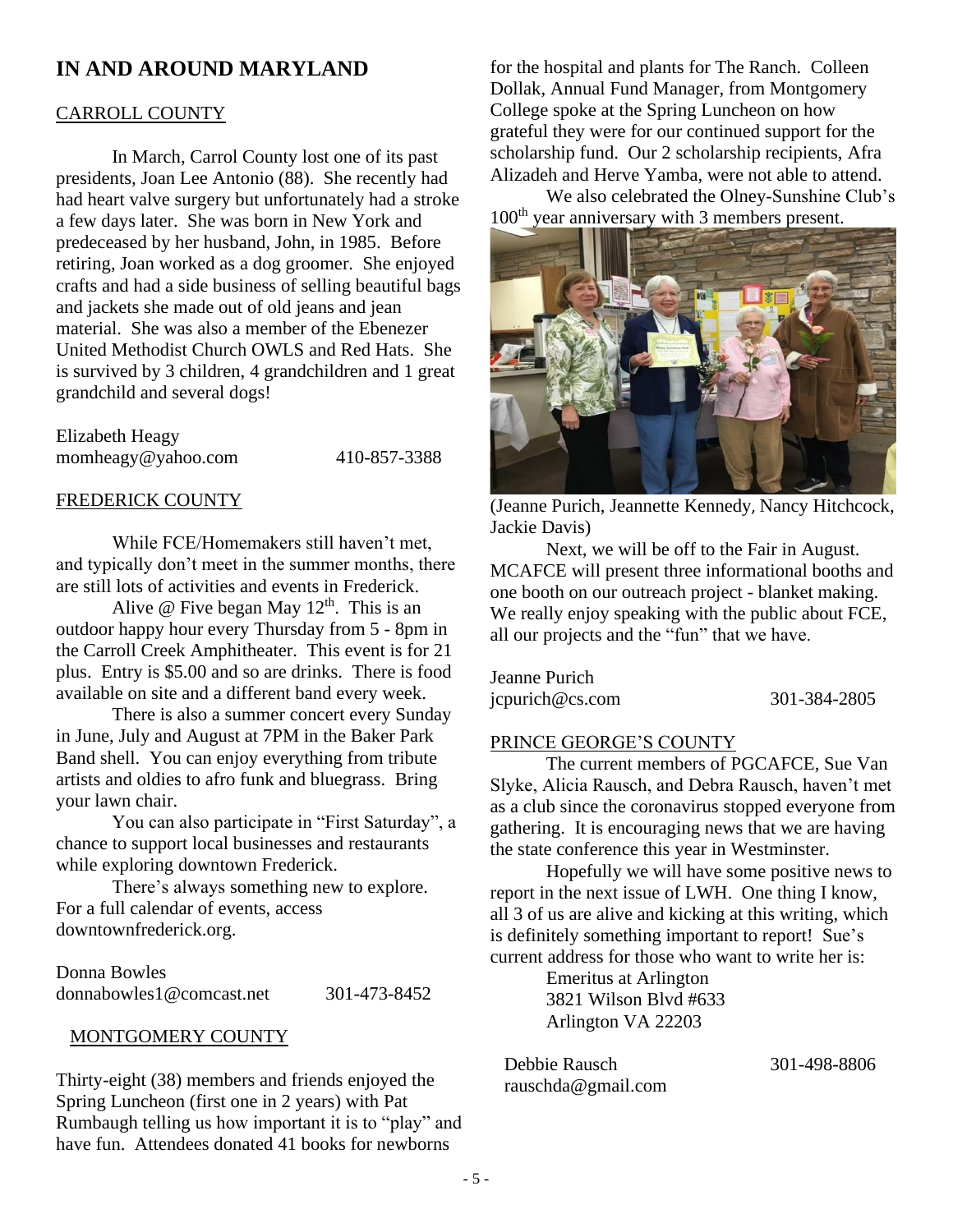## IN AND AROUND MARYLAND

### CARROLL COUNTY

In March, Carrol County lost one of its past presidents, Joan Lee Antonio (88). She recently had had heart valve surgery but unfortunately had a stroke a few days later. She was born in New York and predeceased by her husband, John, in 1985. Before retiring, Joan worked as a dog groomer. She enjoyed crafts and had a side business of selling beautiful bags and jackets she made out of old jeans and jean material. She was also a member of the Ebenezer United Methodist Church OWLS and Red Hats. She is survived by 3 children, 4 grandchildren and 1 great grandchild and several dogs!

Elizabeth Heagy
momheagy@yahoo.com 410-857-3388

### FREDERICK COUNTY

While FCE/Homemakers still haven't met, and typically don't meet in the summer months, there are still lots of activities and events in Frederick.

Alive @ Five began May 12th. This is an outdoor happy hour every Thursday from 5 - 8pm in the Carroll Creek Amphitheater. This event is for 21 plus. Entry is $5.00 and so are drinks. There is food available on site and a different band every week.

There is also a summer concert every Sunday in June, July and August at 7PM in the Baker Park Band shell. You can enjoy everything from tribute artists and oldies to afro funk and bluegrass. Bring your lawn chair.

You can also participate in "First Saturday", a chance to support local businesses and restaurants while exploring downtown Frederick.

There's always something new to explore. For a full calendar of events, access downtownfrederick.org.

Donna Bowles
donnabowles1@comcast.net 301-473-8452

### MONTGOMERY COUNTY

Thirty-eight (38) members and friends enjoyed the Spring Luncheon (first one in 2 years) with Pat Rumbaugh telling us how important it is to "play" and have fun. Attendees donated 41 books for newborns for the hospital and plants for The Ranch. Colleen Dollak, Annual Fund Manager, from Montgomery College spoke at the Spring Luncheon on how grateful they were for our continued support for the scholarship fund. Our 2 scholarship recipients, Afra Alizadeh and Herve Yamba, were not able to attend.

We also celebrated the Olney-Sunshine Club's 100th year anniversary with 3 members present.

(Jeanne Purich, Jeannette Kennedy, Nancy Hitchcock, Jackie Davis)

Next, we will be off to the Fair in August. MCAFCE will present three informational booths and one booth on our outreach project - blanket making. We really enjoy speaking with the public about FCE, all our projects and the "fun" that we have.

Jeanne Purich
jcpurich@cs.com 301-384-2805

### PRINCE GEORGE'S COUNTY

The current members of PGCAFCE, Sue Van Slyke, Alicia Rausch, and Debra Rausch, haven't met as a club since the coronavirus stopped everyone from gathering. It is encouraging news that we are having the state conference this year in Westminster.

Hopefully we will have some positive news to report in the next issue of LWH. One thing I know, all 3 of us are alive and kicking at this writing, which is definitely something important to report! Sue's current address for those who want to write her is:

Emeritus at Arlington
3821 Wilson Blvd #633
Arlington VA 22203

Debbie Rausch 301-498-8806
rauschda@gmail.com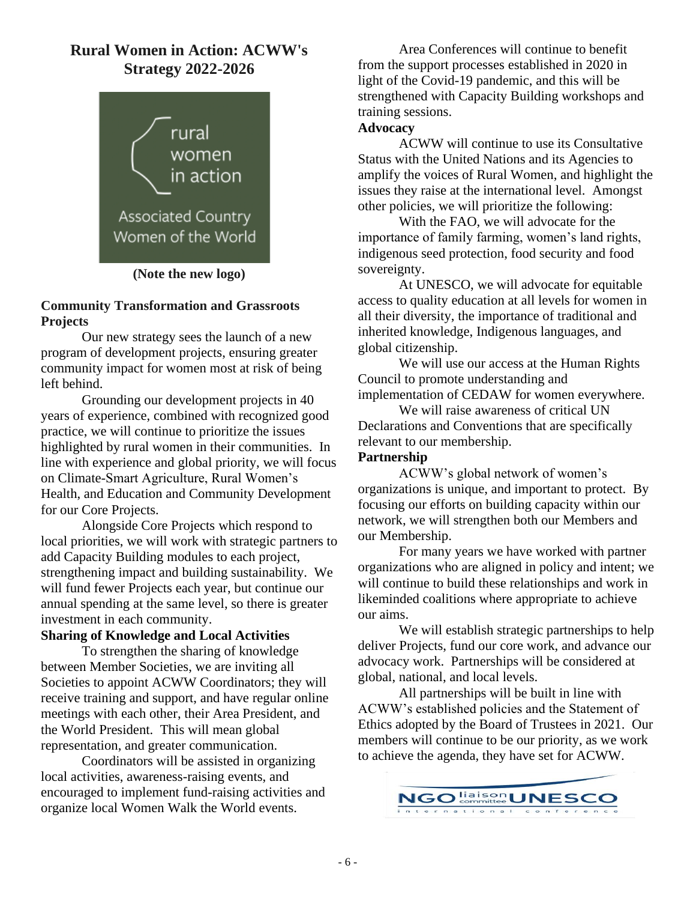## Rural Women in Action: ACWW's Strategy 2022-2026

rural women in action

Associated Country Women of the World

**(Note the new logo)**

### Community Transformation and Grassroots Projects

Our new strategy sees the launch of a new program of development projects, ensuring greater community impact for women most at risk of being left behind.

Grounding our development projects in 40 years of experience, combined with recognized good practice, we will continue to prioritize the issues highlighted by rural women in their communities. In line with experience and global priority, we will focus on Climate-Smart Agriculture, Rural Women's Health, and Education and Community Development for our Core Projects.

Alongside Core Projects which respond to local priorities, we will work with strategic partners to add Capacity Building modules to each project, strengthening impact and building sustainability. We will fund fewer Projects each year, but continue our annual spending at the same level, so there is greater investment in each community.

### Sharing of Knowledge and Local Activities

To strengthen the sharing of knowledge between Member Societies, we are inviting all Societies to appoint ACWW Coordinators; they will receive training and support, and have regular online meetings with each other, their Area President, and the World President. This will mean global representation, and greater communication.

Coordinators will be assisted in organizing local activities, awareness-raising events, and encouraged to implement fund-raising activities and organize local Women Walk the World events.

Area Conferences will continue to benefit from the support processes established in 2020 in light of the Covid-19 pandemic, and this will be strengthened with Capacity Building workshops and training sessions.

### Advocacy

ACWW will continue to use its Consultative Status with the United Nations and its Agencies to amplify the voices of Rural Women, and highlight the issues they raise at the international level. Amongst other policies, we will prioritize the following:

With the FAO, we will advocate for the importance of family farming, women's land rights, indigenous seed protection, food security and food sovereignty.

At UNESCO, we will advocate for equitable access to quality education at all levels for women in all their diversity, the importance of traditional and inherited knowledge, Indigenous languages, and global citizenship.

We will use our access at the Human Rights Council to promote understanding and implementation of CEDAW for women everywhere.

We will raise awareness of critical UN Declarations and Conventions that are specifically relevant to our membership.

### Partnership

ACWW's global network of women's organizations is unique, and important to protect. By focusing our efforts on building capacity within our network, we will strengthen both our Members and our Membership.

For many years we have worked with partner organizations who are aligned in policy and intent; we will continue to build these relationships and work in likeminded coalitions where appropriate to achieve our aims.

We will establish strategic partnerships to help deliver Projects, fund our core work, and advance our advocacy work. Partnerships will be considered at global, national, and local levels.

All partnerships will be built in line with ACWW's established policies and the Statement of Ethics adopted by the Board of Trustees in 2021. Our members will continue to be our priority, as we work to achieve the agenda, they have set for ACWW.

NGO liaison committee UNESCO international conference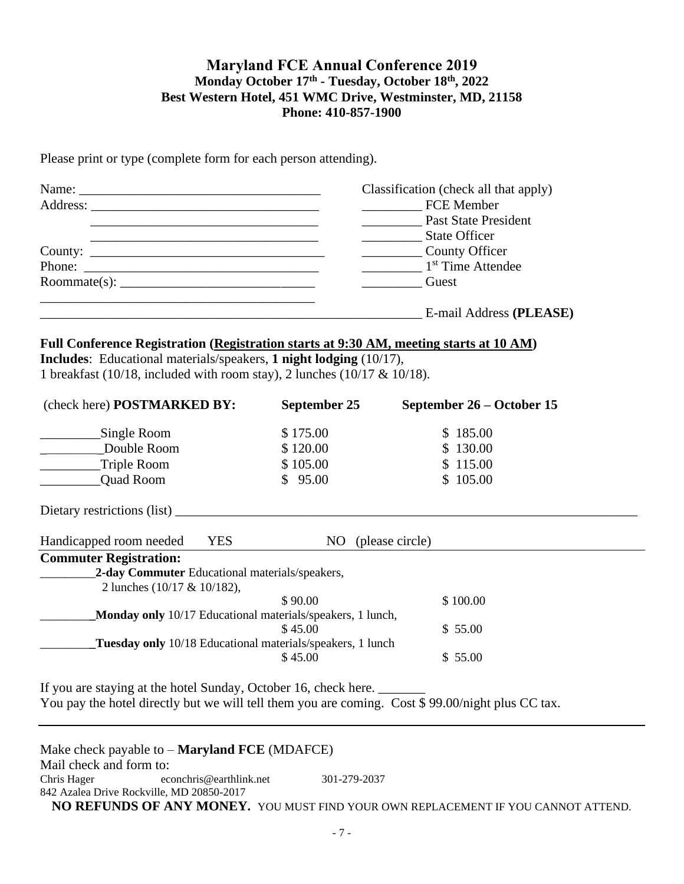## Maryland FCE Annual Conference 2019
### Monday October 17th - Tuesday, October 18th, 2022
### Best Western Hotel, 451 WMC Drive, Westminster, MD, 21158
### Phone: 410-857-1900

Please print or type (complete form for each person attending).

Name: ____________________________________

Address: __________________________________

__________________________________

__________________________________

County: ___________________________________

Phone: ___________________________________

Roommate(s): _____________________________

__________________________________________

__________________________________________ E-mail Address **(PLEASE)**

Classification (check all that apply)

_________ FCE Member
_________ Past State President
_________ State Officer
_________ County Officer
_________ 1st Time Attendee
_________ Guest

**Full Conference Registration (Registration starts at 9:30 AM, meeting starts at 10 AM)**
**Includes**: Educational materials/speakers, **1 night lodging** (10/17),
1 breakfast (10/18, included with room stay), 2 lunches (10/17 & 10/18).

| (check here) **POSTMARKED BY:** | **September 25** | **September 26 – October 15** |
|---|---|---|
| _________Single Room | $ 175.00 | $ 185.00 |
| _________Double Room | $ 120.00 | $ 130.00 |
| _________Triple Room | $ 105.00 | $ 115.00 |
| _________Quad Room | $ 95.00 | $ 105.00 |

Dietary restrictions (list) ________________________________________________

Handicapped room needed YES NO (please circle)

**Commuter Registration:**

| | | |
|---|---|---|
| _________**2-day Commuter** Educational materials/speakers, 2 lunches (10/17 & 10/182), | $ 90.00 | $ 100.00 |
| _________**Monday only** 10/17 Educational materials/speakers, 1 lunch, | $ 45.00 | $ 55.00 |
| _________**Tuesday only** 10/18 Educational materials/speakers, 1 lunch | $ 45.00 | $ 55.00 |

If you are staying at the hotel Sunday, October 16, check here. _______
You pay the hotel directly but we will tell them you are coming. Cost $ 99.00/night plus CC tax.

---

Make check payable to – **Maryland FCE** (MDAFCE)
Mail check and form to:
Chris Hager econchris@earthlink.net 301-279-2037
842 Azalea Drive Rockville, MD 20850-2017

**NO REFUNDS OF ANY MONEY.** YOU MUST FIND YOUR OWN REPLACEMENT IF YOU CANNOT ATTEND.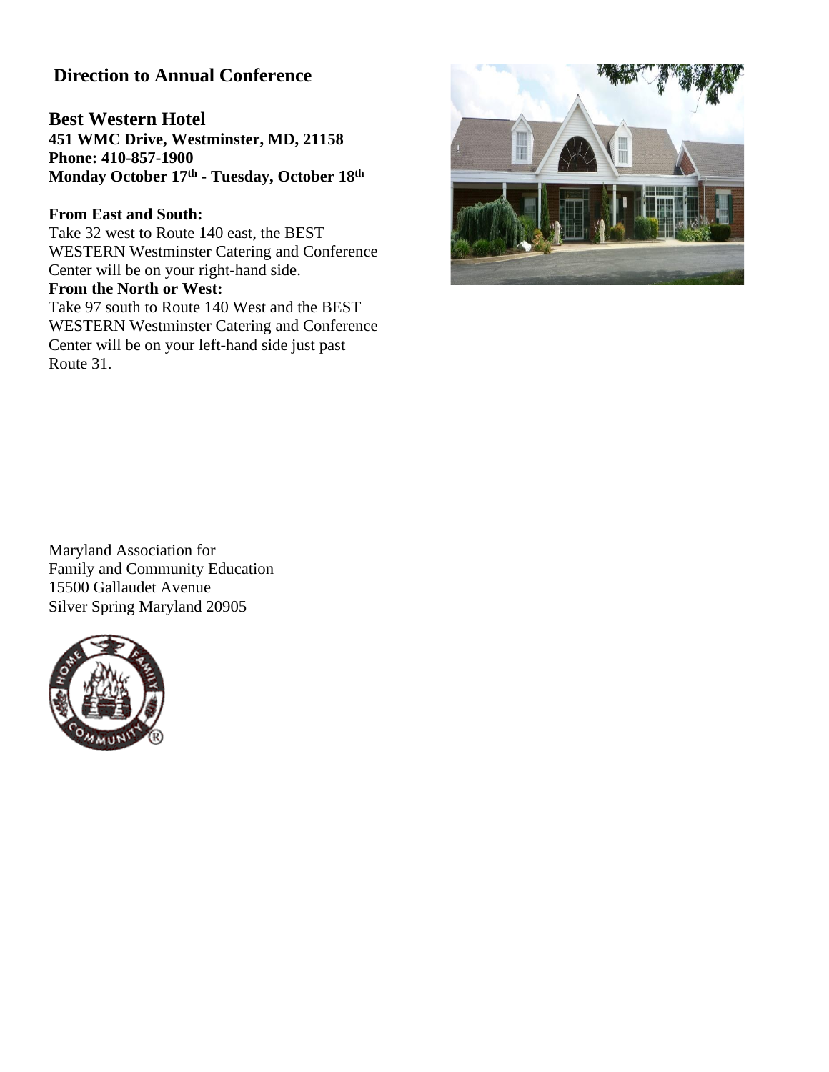## Direction to Annual Conference

### Best Western Hotel

**451 WMC Drive, Westminster, MD, 21158**
**Phone: 410-857-1900**
**Monday October 17th - Tuesday, October 18th**

**From East and South:**
Take 32 west to Route 140 east, the BEST WESTERN Westminster Catering and Conference Center will be on your right-hand side.

**From the North or West:**
Take 97 south to Route 140 West and the BEST WESTERN Westminster Catering and Conference Center will be on your left-hand side just past Route 31.

Maryland Association for
Family and Community Education
15500 Gallaudet Avenue
Silver Spring Maryland 20905